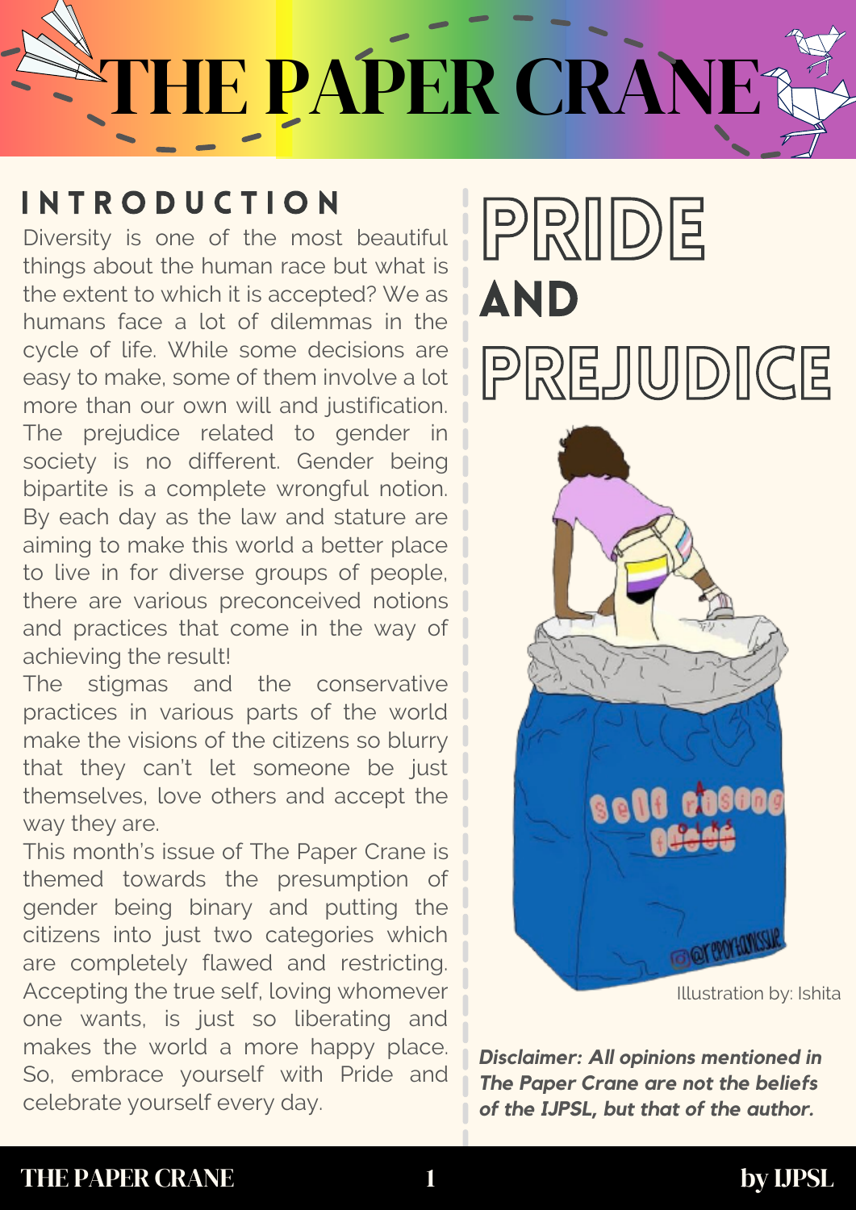# THE PAPER CRANE

## INTRODUCTION

Diversity is one of the most beautiful things about the human race but what is the extent to which it is accepted? We as humans face a lot of dilemmas in the cycle of life. While some decisions are easy to make, some of them involve a lot more than our own will and justification. The prejudice related to gender in society is no different. Gender being bipartite is a complete wrongful notion. By each day as the law and stature are aiming to make this world a better place to live in for diverse groups of people, there are various preconceived notions and practices that come in the way of achieving the result!

The stigmas and the conservative practices in various parts of the world make the visions of the citizens so blurry that they can't let someone be just themselves, love others and accept the way they are.

This month's issue of The Paper Crane is themed towards the presumption of gender being binary and putting the citizens into just two categories which are completely flawed and restricting. Accepting the true self, loving whomever one wants, is just so liberating and makes the world a more happy place. So, embrace yourself with Pride and celebrate yourself every day.

# PRIDE AND PREJUDICE

Illustration by: Ishita

***Disclaimer: All opinions mentioned in The Paper Crane are not the beliefs of the IJPSL, but that of the author.***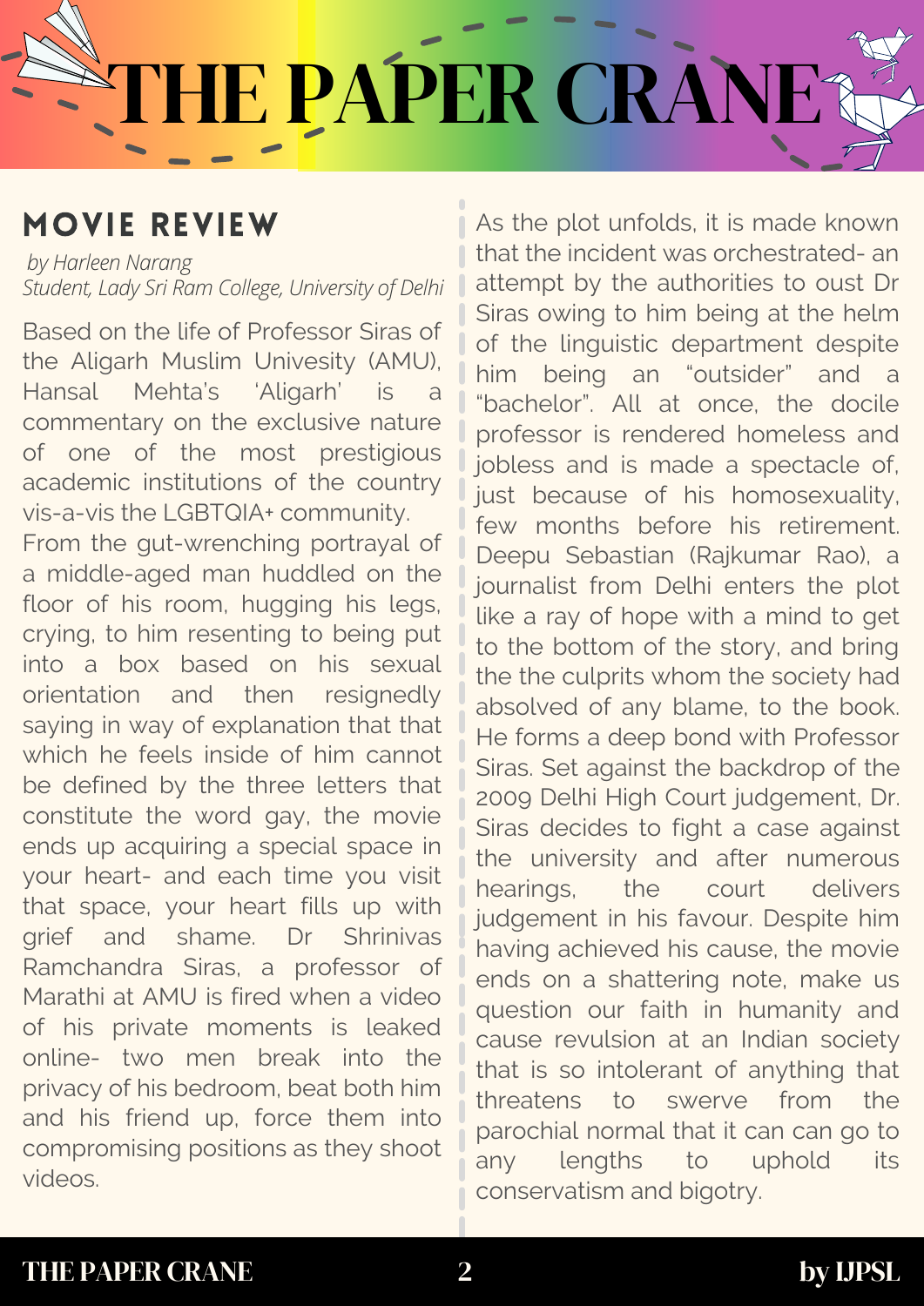## MOVIE REVIEW

*by Harleen Narang*
*Student, Lady Sri Ram College, University of Delhi*

Based on the life of Professor Siras of the Aligarh Muslim Univesity (AMU), Hansal Mehta's 'Aligarh' is a commentary on the exclusive nature of one of the most prestigious academic institutions of the country vis-a-vis the LGBTQIA+ community. From the gut-wrenching portrayal of a middle-aged man huddled on the floor of his room, hugging his legs, crying, to him resenting to being put into a box based on his sexual orientation and then resignedly saying in way of explanation that that which he feels inside of him cannot be defined by the three letters that constitute the word gay, the movie ends up acquiring a special space in your heart- and each time you visit that space, your heart fills up with grief and shame. Dr Shrinivas Ramchandra Siras, a professor of Marathi at AMU is fired when a video of his private moments is leaked online- two men break into the privacy of his bedroom, beat both him and his friend up, force them into compromising positions as they shoot videos. As the plot unfolds, it is made known that the incident was orchestrated- an attempt by the authorities to oust Dr Siras owing to him being at the helm of the linguistic department despite him being an "outsider" and a "bachelor". All at once, the docile professor is rendered homeless and jobless and is made a spectacle of, just because of his homosexuality, few months before his retirement. Deepu Sebastian (Rajkumar Rao), a journalist from Delhi enters the plot like a ray of hope with a mind to get to the bottom of the story, and bring the the culprits whom the society had absolved of any blame, to the book. He forms a deep bond with Professor Siras. Set against the backdrop of the 2009 Delhi High Court judgement, Dr. Siras decides to fight a case against the university and after numerous hearings, the court delivers judgement in his favour. Despite him having achieved his cause, the movie ends on a shattering note, make us question our faith in humanity and cause revulsion at an Indian society that is so intolerant of anything that threatens to swerve from the parochial normal that it can can go to any lengths to uphold its conservatism and bigotry.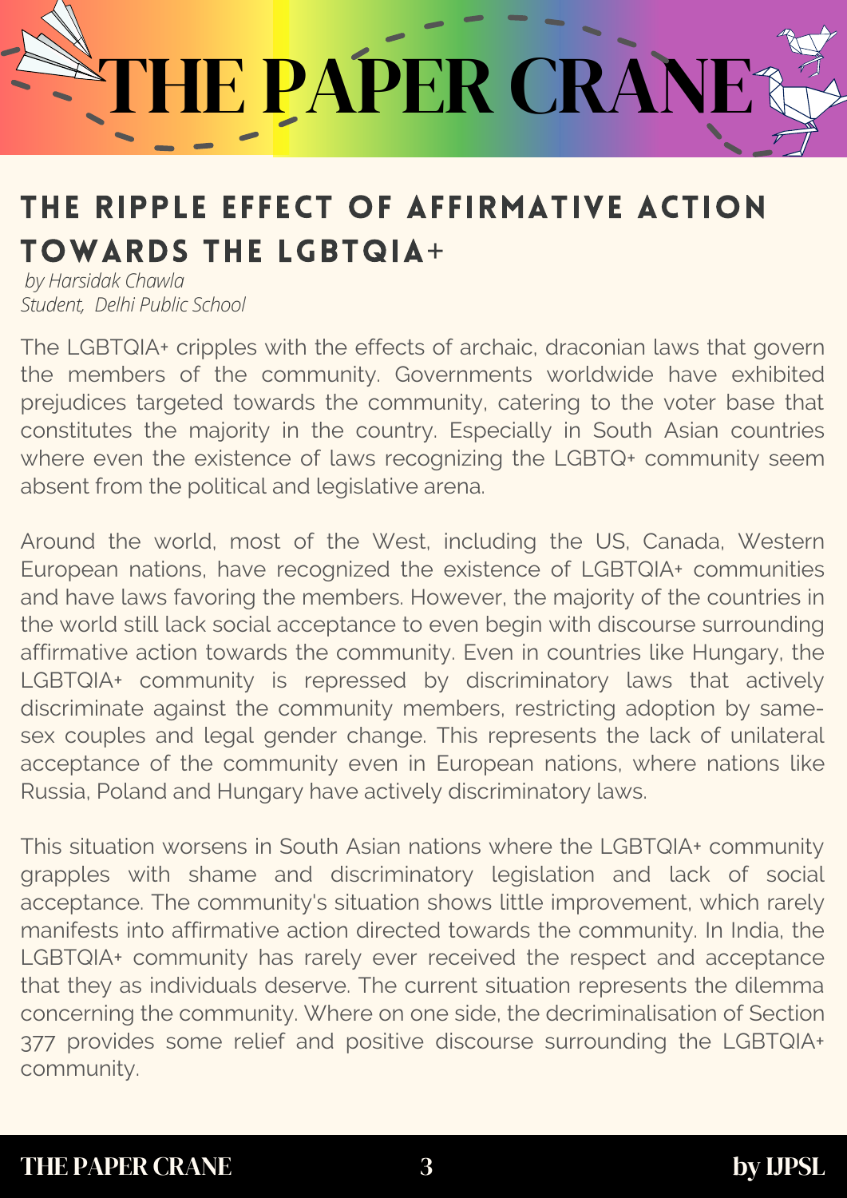# THE PAPER CRANE

## THE RIPPLE EFFECT OF AFFIRMATIVE ACTION TOWARDS THE LGBTQIA+

*by Harsidak Chawla*
*Student, Delhi Public School*

The LGBTQIA+ cripples with the effects of archaic, draconian laws that govern the members of the community. Governments worldwide have exhibited prejudices targeted towards the community, catering to the voter base that constitutes the majority in the country. Especially in South Asian countries where even the existence of laws recognizing the LGBTQ+ community seem absent from the political and legislative arena.

Around the world, most of the West, including the US, Canada, Western European nations, have recognized the existence of LGBTQIA+ communities and have laws favoring the members. However, the majority of the countries in the world still lack social acceptance to even begin with discourse surrounding affirmative action towards the community. Even in countries like Hungary, the LGBTQIA+ community is repressed by discriminatory laws that actively discriminate against the community members, restricting adoption by same-sex couples and legal gender change. This represents the lack of unilateral acceptance of the community even in European nations, where nations like Russia, Poland and Hungary have actively discriminatory laws.

This situation worsens in South Asian nations where the LGBTQIA+ community grapples with shame and discriminatory legislation and lack of social acceptance. The community's situation shows little improvement, which rarely manifests into affirmative action directed towards the community. In India, the LGBTQIA+ community has rarely ever received the respect and acceptance that they as individuals deserve. The current situation represents the dilemma concerning the community. Where on one side, the decriminalisation of Section 377 provides some relief and positive discourse surrounding the LGBTQIA+ community.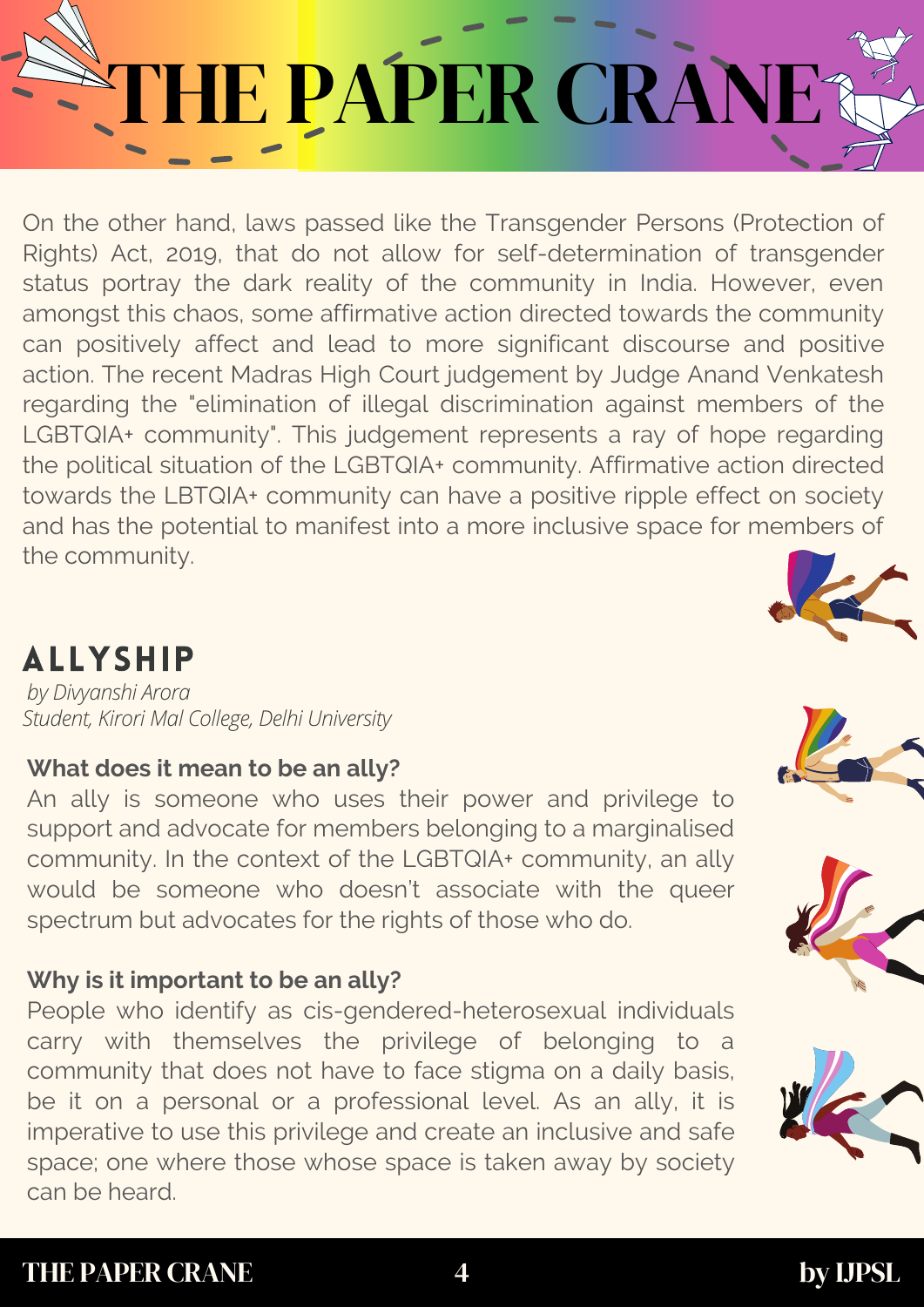On the other hand, laws passed like the Transgender Persons (Protection of Rights) Act, 2019, that do not allow for self-determination of transgender status portray the dark reality of the community in India. However, even amongst this chaos, some affirmative action directed towards the community can positively affect and lead to more significant discourse and positive action. The recent Madras High Court judgement by Judge Anand Venkatesh regarding the "elimination of illegal discrimination against members of the LGBTQIA+ community". This judgement represents a ray of hope regarding the political situation of the LGBTQIA+ community. Affirmative action directed towards the LBTQIA+ community can have a positive ripple effect on society and has the potential to manifest into a more inclusive space for members of the community.

## ALLYSHIP

*by Divyanshi Arora*
*Student, Kirori Mal College, Delhi University*

**What does it mean to be an ally?**

An ally is someone who uses their power and privilege to support and advocate for members belonging to a marginalised community. In the context of the LGBTQIA+ community, an ally would be someone who doesn't associate with the queer spectrum but advocates for the rights of those who do.

**Why is it important to be an ally?**

People who identify as cis-gendered-heterosexual individuals carry with themselves the privilege of belonging to a community that does not have to face stigma on a daily basis, be it on a personal or a professional level. As an ally, it is imperative to use this privilege and create an inclusive and safe space; one where those whose space is taken away by society can be heard.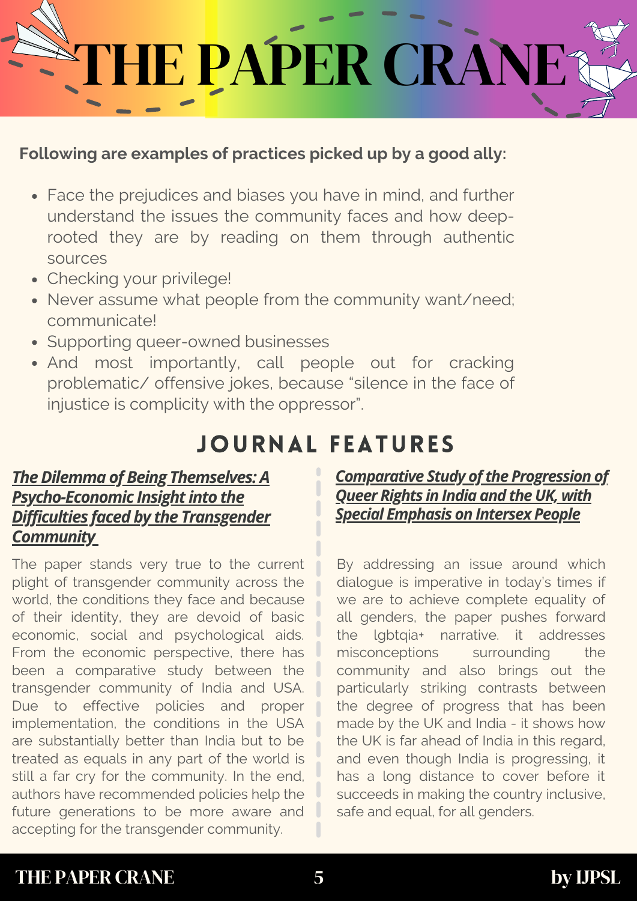**Following are examples of practices picked up by a good ally:**

- Face the prejudices and biases you have in mind, and further understand the issues the community faces and how deep-rooted they are by reading on them through authentic sources
- Checking your privilege!
- Never assume what people from the community want/need; communicate!
- Supporting queer-owned businesses
- And most importantly, call people out for cracking problematic/ offensive jokes, because "silence in the face of injustice is complicity with the oppressor".

## JOURNAL FEATURES

### ***The Dilemma of Being Themselves: A Psycho-Economic Insight into the Difficulties faced by the Transgender Community***

The paper stands very true to the current plight of transgender community across the world, the conditions they face and because of their identity, they are devoid of basic economic, social and psychological aids. From the economic perspective, there has been a comparative study between the transgender community of India and USA. Due to effective policies and proper implementation, the conditions in the USA are substantially better than India but to be treated as equals in any part of the world is still a far cry for the community. In the end, authors have recommended policies help the future generations to be more aware and accepting for the transgender community.

### ***Comparative Study of the Progression of Queer Rights in India and the UK, with Special Emphasis on Intersex People***

By addressing an issue around which dialogue is imperative in today's times if we are to achieve complete equality of all genders, the paper pushes forward the lgbtqia+ narrative. it addresses misconceptions surrounding the community and also brings out the particularly striking contrasts between the degree of progress that has been made by the UK and India - it shows how the UK is far ahead of India in this regard, and even though India is progressing, it has a long distance to cover before it succeeds in making the country inclusive, safe and equal, for all genders.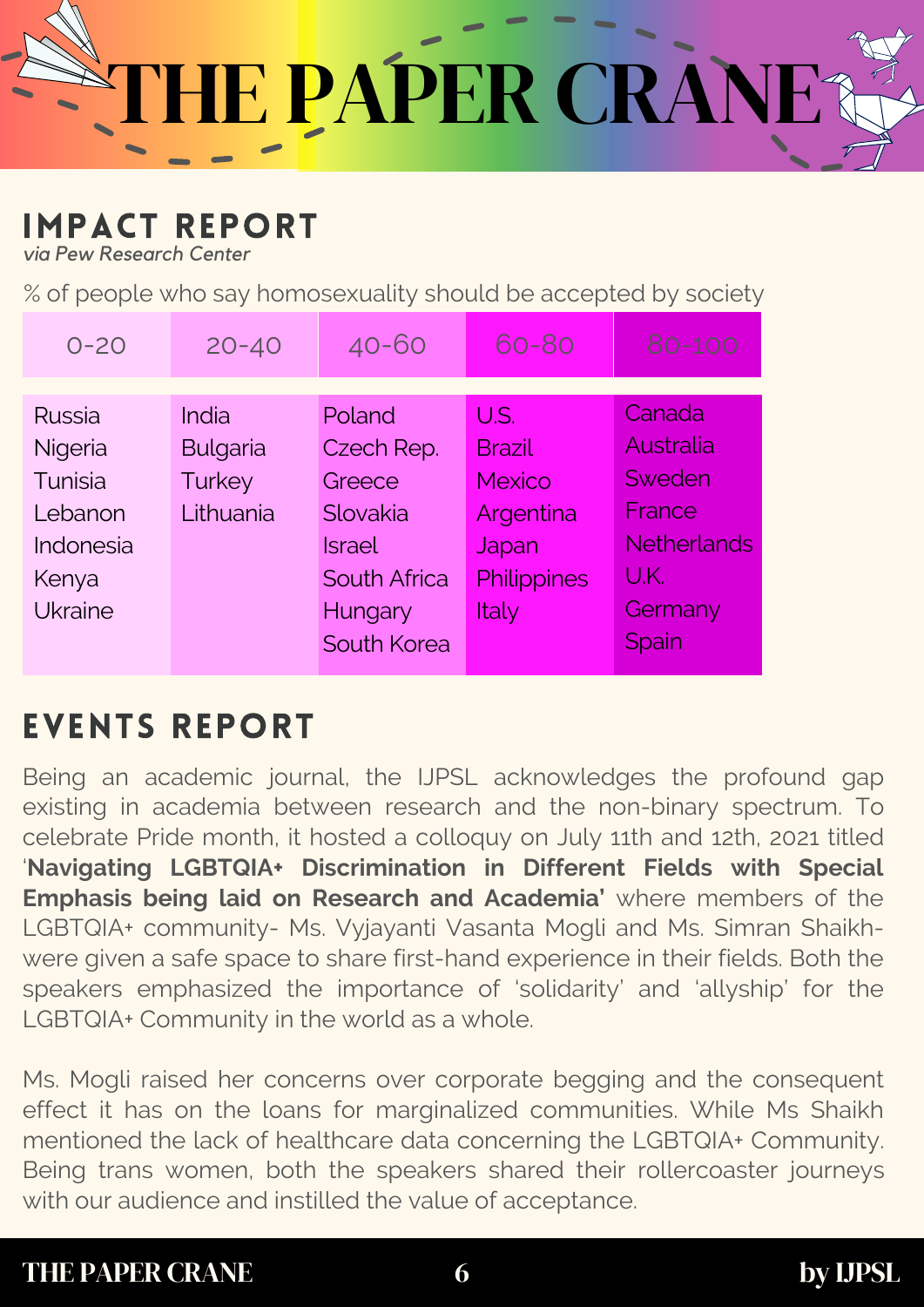# THE PAPER CRANE

## IMPACT REPORT

*via Pew Research Center*

% of people who say homosexuality should be accepted by society

| 0-20 | 20-40 | 40-60 | 60-80 | 80-100 |
|---|---|---|---|---|
| Russia | India | Poland | U.S. | Canada |
| Nigeria | Bulgaria | Czech Rep. | Brazil | Australia |
| Tunisia | Turkey | Greece | Mexico | Sweden |
| Lebanon | Lithuania | Slovakia | Argentina | France |
| Indonesia | | Israel | Japan | Netherlands |
| Kenya | | South Africa | Philippines | U.K. |
| Ukraine | | Hungary | Italy | Germany |
| | | South Korea | | Spain |

## EVENTS REPORT

Being an academic journal, the IJPSL acknowledges the profound gap existing in academia between research and the non-binary spectrum. To celebrate Pride month, it hosted a colloquy on July 11th and 12th, 2021 titled '**Navigating LGBTQIA+ Discrimination in Different Fields with Special Emphasis being laid on Research and Academia'** where members of the LGBTQIA+ community- Ms. Vyjayanti Vasanta Mogli and Ms. Simran Shaikh- were given a safe space to share first-hand experience in their fields. Both the speakers emphasized the importance of 'solidarity' and 'allyship' for the LGBTQIA+ Community in the world as a whole.

Ms. Mogli raised her concerns over corporate begging and the consequent effect it has on the loans for marginalized communities. While Ms Shaikh mentioned the lack of healthcare data concerning the LGBTQIA+ Community. Being trans women, both the speakers shared their rollercoaster journeys with our audience and instilled the value of acceptance.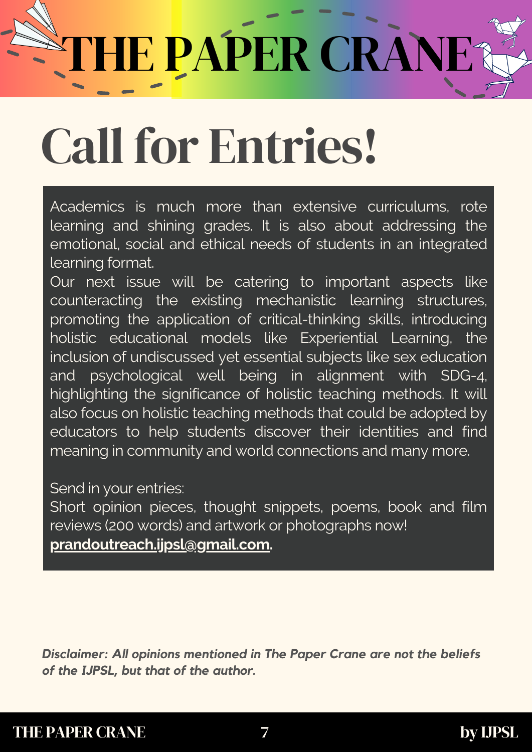# THE PAPER CRANE

# Call for Entries!

Academics is much more than extensive curriculums, rote learning and shining grades. It is also about addressing the emotional, social and ethical needs of students in an integrated learning format.

Our next issue will be catering to important aspects like counteracting the existing mechanistic learning structures, promoting the application of critical-thinking skills, introducing holistic educational models like Experiential Learning, the inclusion of undiscussed yet essential subjects like sex education and psychological well being in alignment with SDG-4, highlighting the significance of holistic teaching methods. It will also focus on holistic teaching methods that could be adopted by educators to help students discover their identities and find meaning in community and world connections and many more.

Send in your entries:
Short opinion pieces, thought snippets, poems, book and film reviews (200 words) and artwork or photographs now!
**prandoutreach.ijpsl@gmail.com**.

***Disclaimer: All opinions mentioned in The Paper Crane are not the beliefs of the IJPSL, but that of the author.***